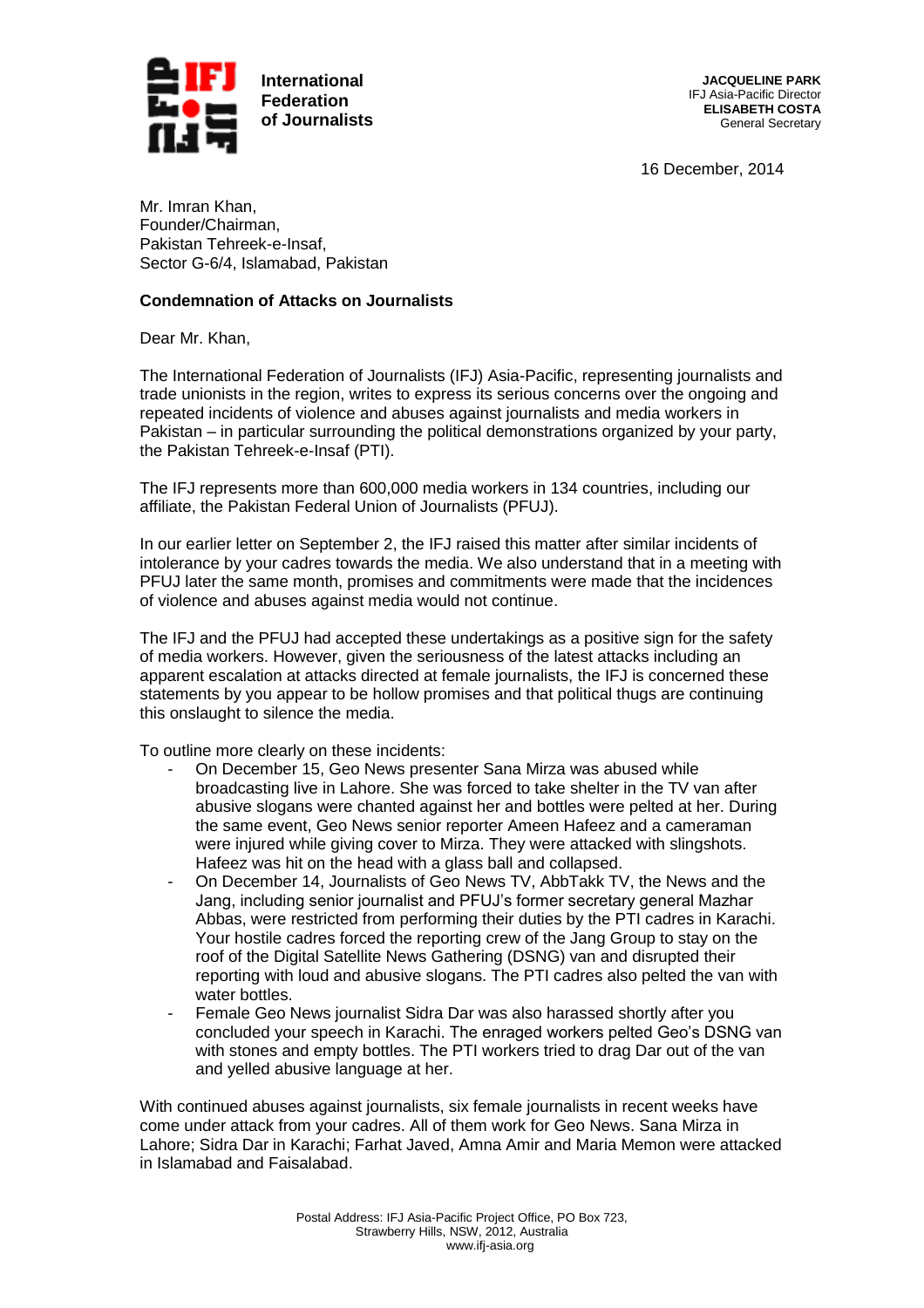**International Federation of Journalists**

**JACQUELINE PARK**
IFJ Asia-Pacific Director
**ELISABETH COSTA**
General Secretary

16 December, 2014

Mr. Imran Khan,
Founder/Chairman,
Pakistan Tehreek-e-Insaf,
Sector G-6/4, Islamabad, Pakistan

**Condemnation of Attacks on Journalists**

Dear Mr. Khan,

The International Federation of Journalists (IFJ) Asia-Pacific, representing journalists and trade unionists in the region, writes to express its serious concerns over the ongoing and repeated incidents of violence and abuses against journalists and media workers in Pakistan – in particular surrounding the political demonstrations organized by your party, the Pakistan Tehreek-e-Insaf (PTI).

The IFJ represents more than 600,000 media workers in 134 countries, including our affiliate, the Pakistan Federal Union of Journalists (PFUJ).

In our earlier letter on September 2, the IFJ raised this matter after similar incidents of intolerance by your cadres towards the media. We also understand that in a meeting with PFUJ later the same month, promises and commitments were made that the incidences of violence and abuses against media would not continue.

The IFJ and the PFUJ had accepted these undertakings as a positive sign for the safety of media workers. However, given the seriousness of the latest attacks including an apparent escalation at attacks directed at female journalists, the IFJ is concerned these statements by you appear to be hollow promises and that political thugs are continuing this onslaught to silence the media.

To outline more clearly on these incidents:

- On December 15, Geo News presenter Sana Mirza was abused while broadcasting live in Lahore. She was forced to take shelter in the TV van after abusive slogans were chanted against her and bottles were pelted at her. During the same event, Geo News senior reporter Ameen Hafeez and a cameraman were injured while giving cover to Mirza. They were attacked with slingshots. Hafeez was hit on the head with a glass ball and collapsed.
- On December 14, Journalists of Geo News TV, AbbTakk TV, the News and the Jang, including senior journalist and PFUJ's former secretary general Mazhar Abbas, were restricted from performing their duties by the PTI cadres in Karachi. Your hostile cadres forced the reporting crew of the Jang Group to stay on the roof of the Digital Satellite News Gathering (DSNG) van and disrupted their reporting with loud and abusive slogans. The PTI cadres also pelted the van with water bottles.
- Female Geo News journalist Sidra Dar was also harassed shortly after you concluded your speech in Karachi. The enraged workers pelted Geo's DSNG van with stones and empty bottles. The PTI workers tried to drag Dar out of the van and yelled abusive language at her.

With continued abuses against journalists, six female journalists in recent weeks have come under attack from your cadres. All of them work for Geo News. Sana Mirza in Lahore; Sidra Dar in Karachi; Farhat Javed, Amna Amir and Maria Memon were attacked in Islamabad and Faisalabad.

Postal Address: IFJ Asia-Pacific Project Office, PO Box 723,
Strawberry Hills, NSW, 2012, Australia
www.ifj-asia.org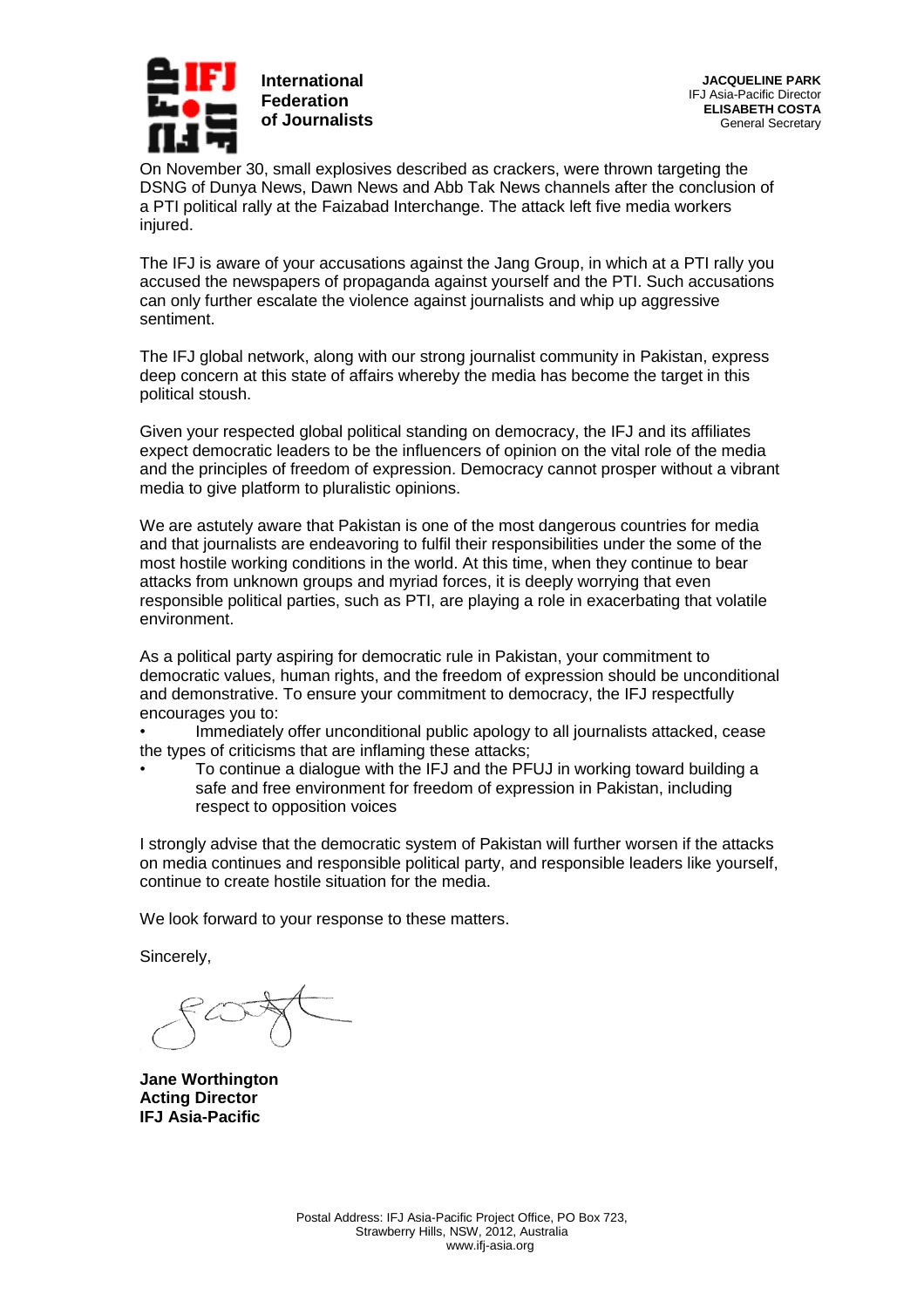**International Federation of Journalists**

**JACQUELINE PARK**
IFJ Asia-Pacific Director
**ELISABETH COSTA**
General Secretary

On November 30, small explosives described as crackers, were thrown targeting the DSNG of Dunya News, Dawn News and Abb Tak News channels after the conclusion of a PTI political rally at the Faizabad Interchange. The attack left five media workers injured.

The IFJ is aware of your accusations against the Jang Group, in which at a PTI rally you accused the newspapers of propaganda against yourself and the PTI. Such accusations can only further escalate the violence against journalists and whip up aggressive sentiment.

The IFJ global network, along with our strong journalist community in Pakistan, express deep concern at this state of affairs whereby the media has become the target in this political stoush.

Given your respected global political standing on democracy, the IFJ and its affiliates expect democratic leaders to be the influencers of opinion on the vital role of the media and the principles of freedom of expression. Democracy cannot prosper without a vibrant media to give platform to pluralistic opinions.

We are astutely aware that Pakistan is one of the most dangerous countries for media and that journalists are endeavoring to fulfil their responsibilities under the some of the most hostile working conditions in the world. At this time, when they continue to bear attacks from unknown groups and myriad forces, it is deeply worrying that even responsible political parties, such as PTI, are playing a role in exacerbating that volatile environment.

As a political party aspiring for democratic rule in Pakistan, your commitment to democratic values, human rights, and the freedom of expression should be unconditional and demonstrative. To ensure your commitment to democracy, the IFJ respectfully encourages you to:

- Immediately offer unconditional public apology to all journalists attacked, cease the types of criticisms that are inflaming these attacks;
- To continue a dialogue with the IFJ and the PFUJ in working toward building a safe and free environment for freedom of expression in Pakistan, including respect to opposition voices

I strongly advise that the democratic system of Pakistan will further worsen if the attacks on media continues and responsible political party, and responsible leaders like yourself, continue to create hostile situation for the media.

We look forward to your response to these matters.

Sincerely,

**Jane Worthington**
**Acting Director**
**IFJ Asia-Pacific**

Postal Address: IFJ Asia-Pacific Project Office, PO Box 723, Strawberry Hills, NSW, 2012, Australia
www.ifj-asia.org